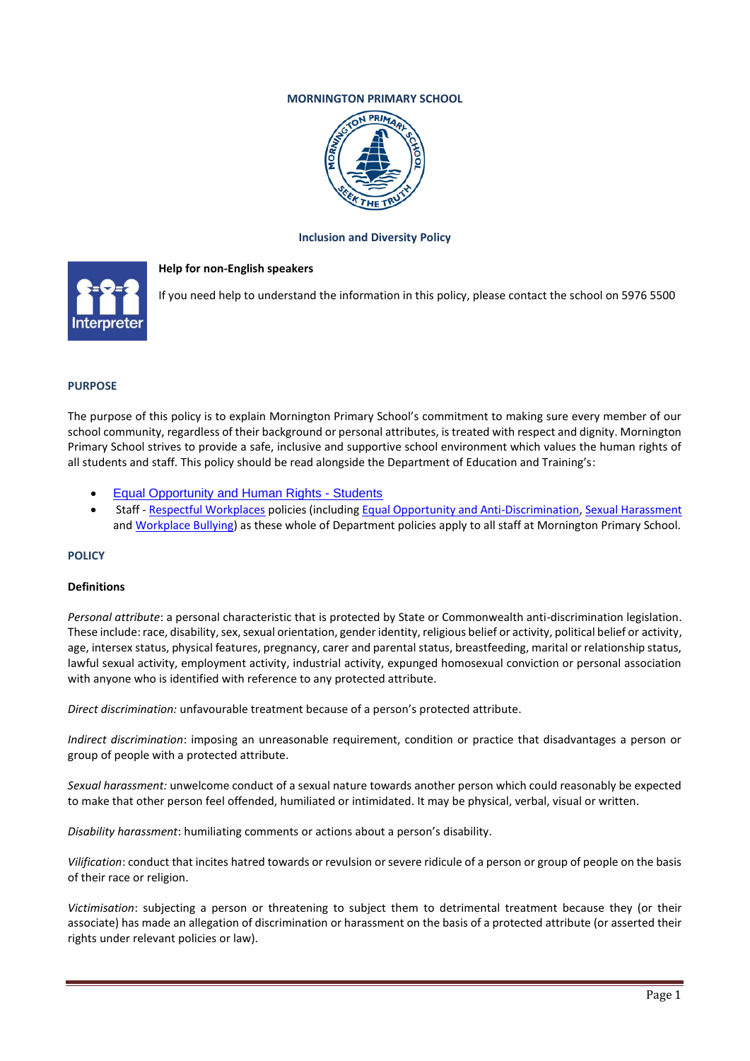**MORNINGTON PRIMARY SCHOOL**

# Inclusion and Diversity Policy

**Help for non-English speakers**

If you need help to understand the information in this policy, please contact the school on 5976 5500

## PURPOSE

The purpose of this policy is to explain Mornington Primary School's commitment to making sure every member of our school community, regardless of their background or personal attributes, is treated with respect and dignity. Mornington Primary School strives to provide a safe, inclusive and supportive school environment which values the human rights of all students and staff. This policy should be read alongside the Department of Education and Training's:

- Equal Opportunity and Human Rights - Students
- Staff - Respectful Workplaces policies (including Equal Opportunity and Anti-Discrimination, Sexual Harassment and Workplace Bullying) as these whole of Department policies apply to all staff at Mornington Primary School.

## POLICY

### Definitions

*Personal attribute*: a personal characteristic that is protected by State or Commonwealth anti-discrimination legislation. These include: race, disability, sex, sexual orientation, gender identity, religious belief or activity, political belief or activity, age, intersex status, physical features, pregnancy, carer and parental status, breastfeeding, marital or relationship status, lawful sexual activity, employment activity, industrial activity, expunged homosexual conviction or personal association with anyone who is identified with reference to any protected attribute.

*Direct discrimination:* unfavourable treatment because of a person's protected attribute.

*Indirect discrimination*: imposing an unreasonable requirement, condition or practice that disadvantages a person or group of people with a protected attribute.

*Sexual harassment:* unwelcome conduct of a sexual nature towards another person which could reasonably be expected to make that other person feel offended, humiliated or intimidated. It may be physical, verbal, visual or written.

*Disability harassment*: humiliating comments or actions about a person's disability.

*Vilification*: conduct that incites hatred towards or revulsion or severe ridicule of a person or group of people on the basis of their race or religion.

*Victimisation*: subjecting a person or threatening to subject them to detrimental treatment because they (or their associate) has made an allegation of discrimination or harassment on the basis of a protected attribute (or asserted their rights under relevant policies or law).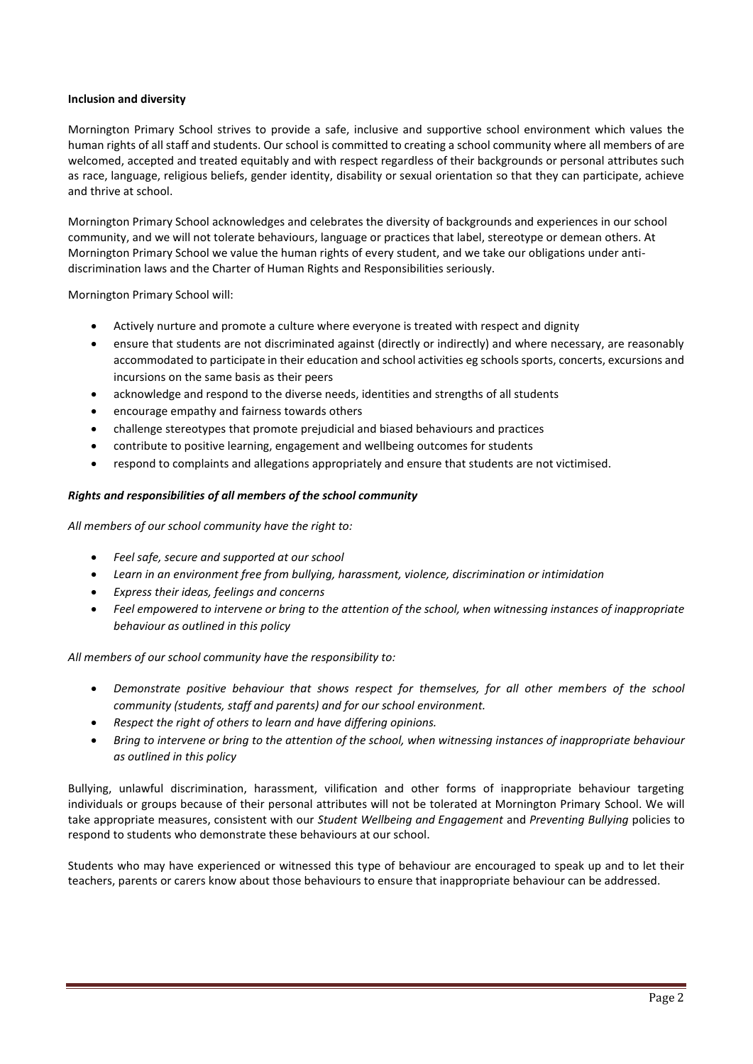**Inclusion and diversity**

Mornington Primary School strives to provide a safe, inclusive and supportive school environment which values the human rights of all staff and students. Our school is committed to creating a school community where all members of are welcomed, accepted and treated equitably and with respect regardless of their backgrounds or personal attributes such as race, language, religious beliefs, gender identity, disability or sexual orientation so that they can participate, achieve and thrive at school.

Mornington Primary School acknowledges and celebrates the diversity of backgrounds and experiences in our school community, and we will not tolerate behaviours, language or practices that label, stereotype or demean others. At Mornington Primary School we value the human rights of every student, and we take our obligations under anti-discrimination laws and the Charter of Human Rights and Responsibilities seriously.

Mornington Primary School will:

- Actively nurture and promote a culture where everyone is treated with respect and dignity
- ensure that students are not discriminated against (directly or indirectly) and where necessary, are reasonably accommodated to participate in their education and school activities eg schools sports, concerts, excursions and incursions on the same basis as their peers
- acknowledge and respond to the diverse needs, identities and strengths of all students
- encourage empathy and fairness towards others
- challenge stereotypes that promote prejudicial and biased behaviours and practices
- contribute to positive learning, engagement and wellbeing outcomes for students
- respond to complaints and allegations appropriately and ensure that students are not victimised.

***Rights and responsibilities of all members of the school community***

*All members of our school community have the right to:*

- *Feel safe, secure and supported at our school*
- *Learn in an environment free from bullying, harassment, violence, discrimination or intimidation*
- *Express their ideas, feelings and concerns*
- *Feel empowered to intervene or bring to the attention of the school, when witnessing instances of inappropriate behaviour as outlined in this policy*

*All members of our school community have the responsibility to:*

- *Demonstrate positive behaviour that shows respect for themselves, for all other members of the school community (students, staff and parents) and for our school environment.*
- *Respect the right of others to learn and have differing opinions.*
- *Bring to intervene or bring to the attention of the school, when witnessing instances of inappropriate behaviour as outlined in this policy*

Bullying, unlawful discrimination, harassment, vilification and other forms of inappropriate behaviour targeting individuals or groups because of their personal attributes will not be tolerated at Mornington Primary School. We will take appropriate measures, consistent with our *Student Wellbeing and Engagement* and *Preventing Bullying* policies to respond to students who demonstrate these behaviours at our school.

Students who may have experienced or witnessed this type of behaviour are encouraged to speak up and to let their teachers, parents or carers know about those behaviours to ensure that inappropriate behaviour can be addressed.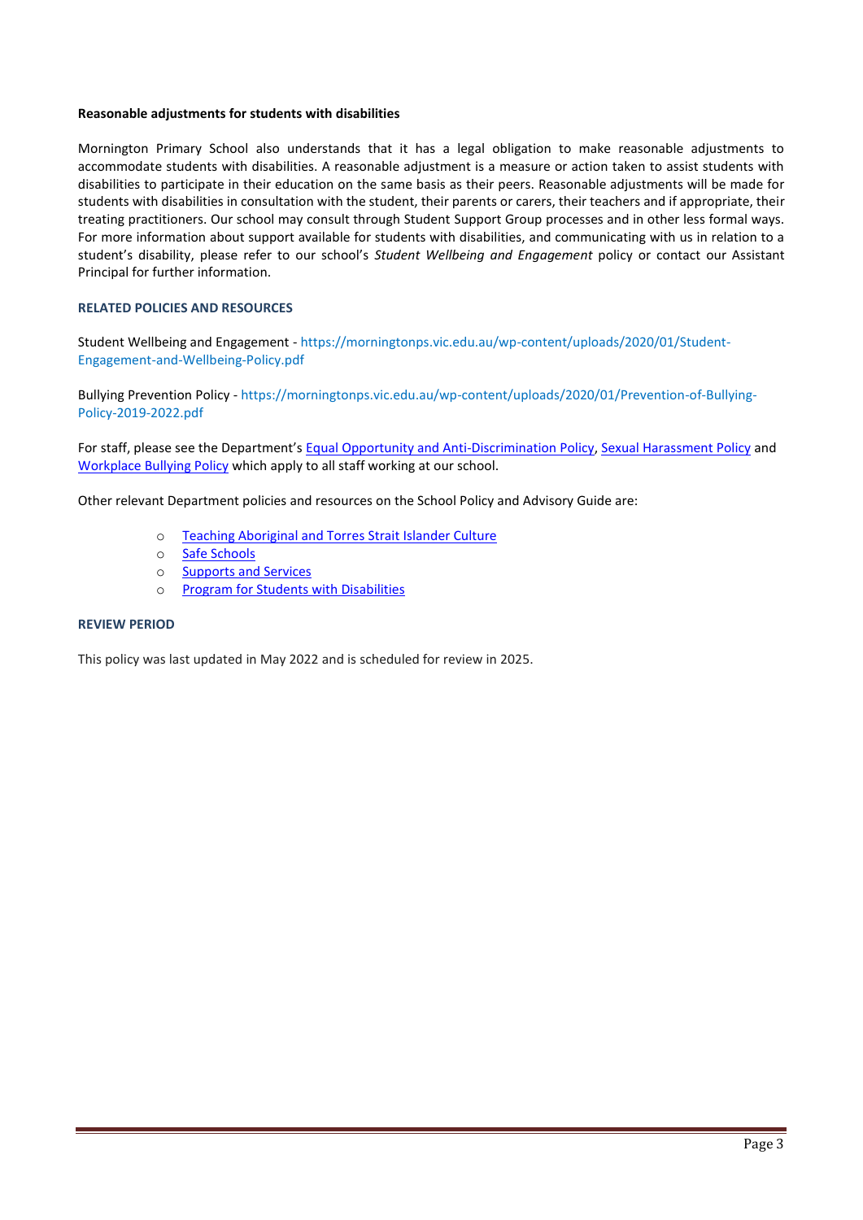**Reasonable adjustments for students with disabilities**

Mornington Primary School also understands that it has a legal obligation to make reasonable adjustments to accommodate students with disabilities. A reasonable adjustment is a measure or action taken to assist students with disabilities to participate in their education on the same basis as their peers. Reasonable adjustments will be made for students with disabilities in consultation with the student, their parents or carers, their teachers and if appropriate, their treating practitioners. Our school may consult through Student Support Group processes and in other less formal ways. For more information about support available for students with disabilities, and communicating with us in relation to a student's disability, please refer to our school's *Student Wellbeing and Engagement* policy or contact our Assistant Principal for further information.

## RELATED POLICIES AND RESOURCES

Student Wellbeing and Engagement - https://morningtonps.vic.edu.au/wp-content/uploads/2020/01/Student-Engagement-and-Wellbeing-Policy.pdf

Bullying Prevention Policy - https://morningtonps.vic.edu.au/wp-content/uploads/2020/01/Prevention-of-Bullying-Policy-2019-2022.pdf

For staff, please see the Department's Equal Opportunity and Anti-Discrimination Policy, Sexual Harassment Policy and Workplace Bullying Policy which apply to all staff working at our school.

Other relevant Department policies and resources on the School Policy and Advisory Guide are:

- Teaching Aboriginal and Torres Strait Islander Culture
- Safe Schools
- Supports and Services
- Program for Students with Disabilities

## REVIEW PERIOD

This policy was last updated in May 2022 and is scheduled for review in 2025.